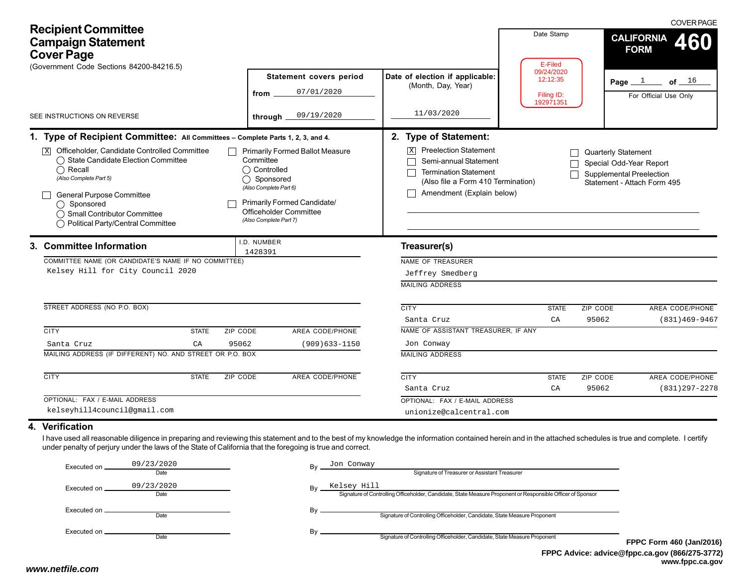# Recipient Committee Campaign Statement Cover Page

(Government Code Sections 84200-84216.5)

SEE INSTRUCTIONS ON REVERSE

COVER PAGE

**CALIFORNIA FORM 460**

Page 1 of 16

For Official Use Only

| Statement covers period | Date of election if applicable: (Month, Day, Year) | Date Stamp |
|---|---|---|
| from 07/01/2020 | 11/03/2020 | E-Filed 09/24/2020 12:12:35 Filing ID: 192971351 |
| through 09/19/2020 | | |

## 1. Type of Recipient Committee: All Committees – Complete Parts 1, 2, 3, and 4.

- [X] Officeholder, Candidate Controlled Committee
  - ◯ State Candidate Election Committee
  - ◯ Recall
  - *(Also Complete Part 5)*
- [ ] General Purpose Committee
  - ◯ Sponsored
  - ◯ Small Contributor Committee
  - ◯ Political Party/Central Committee
- [ ] Primarily Formed Ballot Measure Committee
  - ◯ Controlled
  - ◯ Sponsored
  - *(Also Complete Part 6)*
- [ ] Primarily Formed Candidate/Officeholder Committee
  - *(Also Complete Part 7)*

## 2. Type of Statement:

- [X] Preelection Statement
- [ ] Semi-annual Statement
- [ ] Termination Statement (Also file a Form 410 Termination)
- [ ] Amendment (Explain below)
- [ ] Quarterly Statement
- [ ] Special Odd-Year Report
- [ ] Supplemental Preelection Statement - Attach Form 495

## 3. Committee Information

I.D. NUMBER: 1428391

COMMITTEE NAME (OR CANDIDATE'S NAME IF NO COMMITTEE): Kelsey Hill for City Council 2020

STREET ADDRESS (NO P.O. BOX):

| CITY | STATE | ZIP CODE | AREA CODE/PHONE |
|---|---|---|---|
| Santa Cruz | CA | 95062 | (909)633-1150 |

MAILING ADDRESS (IF DIFFERENT) NO. AND STREET OR P.O. BOX:

| CITY | STATE | ZIP CODE | AREA CODE/PHONE |
|---|---|---|---|
| | | | |

OPTIONAL: FAX / E-MAIL ADDRESS: kelseyhill4council@gmail.com

### Treasurer(s)

NAME OF TREASURER: Jeffrey Smedberg

MAILING ADDRESS:

| CITY | STATE | ZIP CODE | AREA CODE/PHONE |
|---|---|---|---|
| Santa Cruz | CA | 95062 | (831)469-9467 |

NAME OF ASSISTANT TREASURER, IF ANY: Jon Conway

MAILING ADDRESS:

| CITY | STATE | ZIP CODE | AREA CODE/PHONE |
|---|---|---|---|
| Santa Cruz | CA | 95062 | (831)297-2278 |

OPTIONAL: FAX / E-MAIL ADDRESS: unionize@calcentral.com

## 4. Verification

I have used all reasonable diligence in preparing and reviewing this statement and to the best of my knowledge the information contained herein and in the attached schedules is true and complete. I certify under penalty of perjury under the laws of the State of California that the foregoing is true and correct.

Executed on 09/23/2020 (Date) By Jon Conway (Signature of Treasurer or Assistant Treasurer)

Executed on 09/23/2020 (Date) By Kelsey Hill (Signature of Controlling Officeholder, Candidate, State Measure Proponent or Responsible Officer of Sponsor)

Executed on ______ (Date) By ______ (Signature of Controlling Officeholder, Candidate, State Measure Proponent)

Executed on ______ (Date) By ______ (Signature of Controlling Officeholder, Candidate, State Measure Proponent)

**FPPC Form 460 (Jan/2016)**
**FPPC Advice: advice@fppc.ca.gov (866/275-3772)**
**www.fppc.ca.gov**

***www.netfile.com***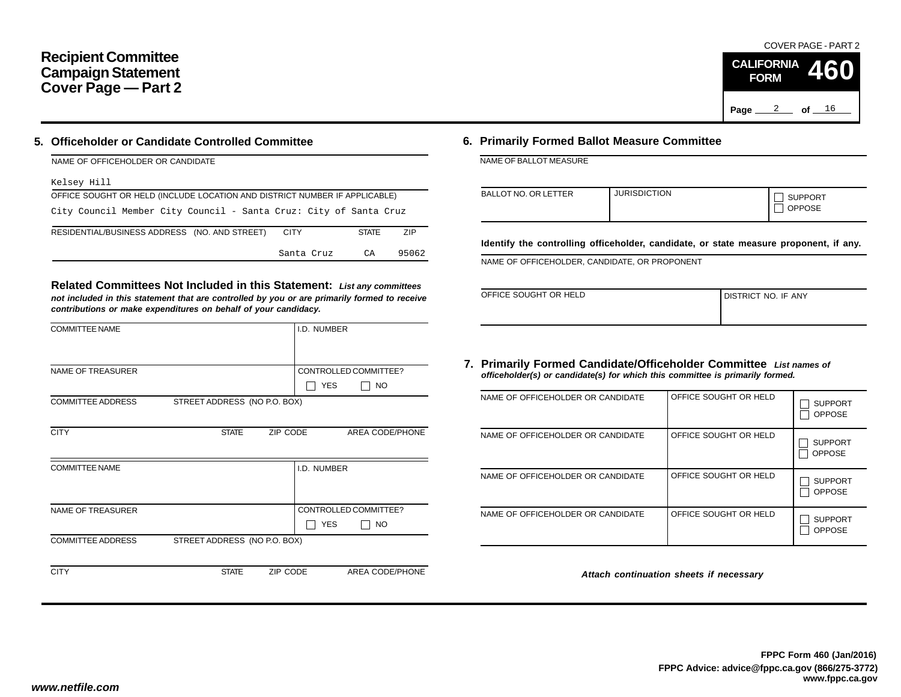COVER PAGE - PART 2

# Recipient Committee Campaign Statement Cover Page — Part 2

**CALIFORNIA FORM 460**

## 5. Officeholder or Candidate Controlled Committee

NAME OF OFFICEHOLDER OR CANDIDATE

Kelsey Hill

OFFICE SOUGHT OR HELD (INCLUDE LOCATION AND DISTRICT NUMBER IF APPLICABLE)

City Council Member City Council - Santa Cruz: City of Santa Cruz

| RESIDENTIAL/BUSINESS ADDRESS (NO. AND STREET) | CITY | STATE | ZIP |
|---|---|---|---|
| | Santa Cruz | CA | 95062 |

### Related Committees Not Included in this Statement:

*List any committees not included in this statement that are controlled by you or are primarily formed to receive contributions or make expenditures on behalf of your candidacy.*

| COMMITTEE NAME | | | I.D. NUMBER |
|---|---|---|---|
| | | | |
| NAME OF TREASURER | | | CONTROLLED COMMITTEE? ☐ YES ☐ NO |
| COMMITTEE ADDRESS | STREET ADDRESS (NO P.O. BOX) | | |
| CITY | STATE | ZIP CODE | AREA CODE/PHONE |

| COMMITTEE NAME | | | I.D. NUMBER |
|---|---|---|---|
| | | | |
| NAME OF TREASURER | | | CONTROLLED COMMITTEE? ☐ YES ☐ NO |
| COMMITTEE ADDRESS | STREET ADDRESS (NO P.O. BOX) | | |
| CITY | STATE | ZIP CODE | AREA CODE/PHONE |

## 6. Primarily Formed Ballot Measure Committee

NAME OF BALLOT MEASURE

| BALLOT NO. OR LETTER | JURISDICTION | ☐ SUPPORT ☐ OPPOSE |
|---|---|---|
| | | |

**Identify the controlling officeholder, candidate, or state measure proponent, if any.**

NAME OF OFFICEHOLDER, CANDIDATE, OR PROPONENT

| OFFICE SOUGHT OR HELD | DISTRICT NO. IF ANY |
|---|---|
| | |

## 7. Primarily Formed Candidate/Officeholder Committee

*List names of officeholder(s) or candidate(s) for which this committee is primarily formed.*

| NAME OF OFFICEHOLDER OR CANDIDATE | OFFICE SOUGHT OR HELD | |
|---|---|---|
| | | ☐ SUPPORT ☐ OPPOSE |
| NAME OF OFFICEHOLDER OR CANDIDATE | OFFICE SOUGHT OR HELD | ☐ SUPPORT ☐ OPPOSE |
| NAME OF OFFICEHOLDER OR CANDIDATE | OFFICE SOUGHT OR HELD | ☐ SUPPORT ☐ OPPOSE |
| NAME OF OFFICEHOLDER OR CANDIDATE | OFFICE SOUGHT OR HELD | ☐ SUPPORT ☐ OPPOSE |

*Attach continuation sheets if necessary*

**FPPC Form 460 (Jan/2016)**
**FPPC Advice: advice@fppc.ca.gov (866/275-3772)**
**www.fppc.ca.gov**

*www.netfile.com*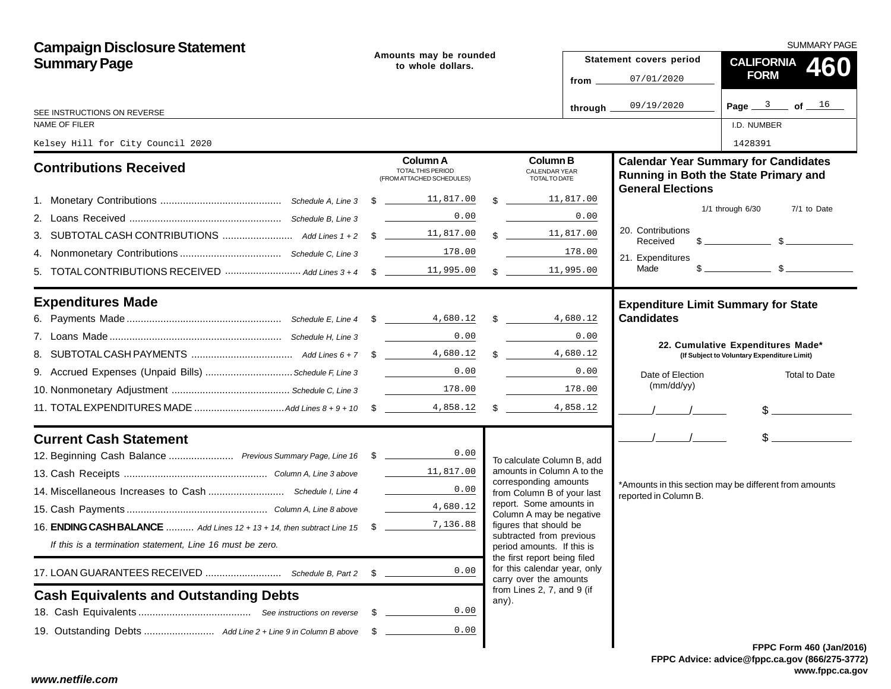# Campaign Disclosure Statement Summary Page

Amounts may be rounded to whole dollars.

SEE INSTRUCTIONS ON REVERSE

SUMMARY PAGE

**CALIFORNIA FORM 460**

Statement covers period from 07/01/2020 through 09/19/2020

NAME OF FILER: Kelsey Hill for City Council 2020

I.D. NUMBER: 1428391

## Contributions Received

| | | Column A TOTAL THIS PERIOD (FROM ATTACHED SCHEDULES) | Column B CALENDAR YEAR TOTAL TO DATE |
|---|---|---|---|
| 1. Monetary Contributions | Schedule A, Line 3 | $ 11,817.00 | $ 11,817.00 |
| 2. Loans Received | Schedule B, Line 3 | 0.00 | 0.00 |
| 3. SUBTOTAL CASH CONTRIBUTIONS | Add Lines 1 + 2 | $ 11,817.00 | $ 11,817.00 |
| 4. Nonmonetary Contributions | Schedule C, Line 3 | 178.00 | 178.00 |
| 5. TOTAL CONTRIBUTIONS RECEIVED | Add Lines 3 + 4 | $ 11,995.00 | $ 11,995.00 |

## Expenditures Made

| | | Column A | Column B |
|---|---|---|---|
| 6. Payments Made | Schedule E, Line 4 | $ 4,680.12 | $ 4,680.12 |
| 7. Loans Made | Schedule H, Line 3 | 0.00 | 0.00 |
| 8. SUBTOTAL CASH PAYMENTS | Add Lines 6 + 7 | $ 4,680.12 | $ 4,680.12 |
| 9. Accrued Expenses (Unpaid Bills) | Schedule F, Line 3 | 0.00 | 0.00 |
| 10. Nonmonetary Adjustment | Schedule C, Line 3 | 178.00 | 178.00 |
| 11. TOTAL EXPENDITURES MADE | Add Lines 8 + 9 + 10 | $ 4,858.12 | $ 4,858.12 |

## Current Cash Statement

| | | |
|---|---|---|
| 12. Beginning Cash Balance | Previous Summary Page, Line 16 | $ 0.00 |
| 13. Cash Receipts | Column A, Line 3 above | 11,817.00 |
| 14. Miscellaneous Increases to Cash | Schedule I, Line 4 | 0.00 |
| 15. Cash Payments | Column A, Line 8 above | 4,680.12 |
| 16. **ENDING CASH BALANCE** | Add Lines 12 + 13 + 14, then subtract Line 15 | $ 7,136.88 |

*If this is a termination statement, Line 16 must be zero.*

| | | |
|---|---|---|
| 17. LOAN GUARANTEES RECEIVED | Schedule B, Part 2 | $ 0.00 |

## Cash Equivalents and Outstanding Debts

| | | |
|---|---|---|
| 18. Cash Equivalents | See instructions on reverse | $ 0.00 |
| 19. Outstanding Debts | Add Line 2 + Line 9 in Column B above | $ 0.00 |

To calculate Column B, add amounts in Column A to the corresponding amounts from Column B of your last report. Some amounts in Column A may be negative figures that should be subtracted from previous period amounts. If this is the first report being filed for this calendar year, only carry over the amounts from Lines 2, 7, and 9 (if any).

## Calendar Year Summary for Candidates Running in Both the State Primary and General Elections

| | 1/1 through 6/30 | 7/1 to Date |
|---|---|---|
| 20. Contributions Received | $ | $ |
| 21. Expenditures Made | $ | $ |

## Expenditure Limit Summary for State Candidates

**22. Cumulative Expenditures Made*** (If Subject to Voluntary Expenditure Limit)

| Date of Election (mm/dd/yy) | Total to Date |
|---|---|
| / / | $ |
| / / | $ |

*Amounts in this section may be different from amounts reported in Column B.

FPPC Form 460 (Jan/2016)
FPPC Advice: advice@fppc.ca.gov (866/275-3772)
www.fppc.ca.gov

www.netfile.com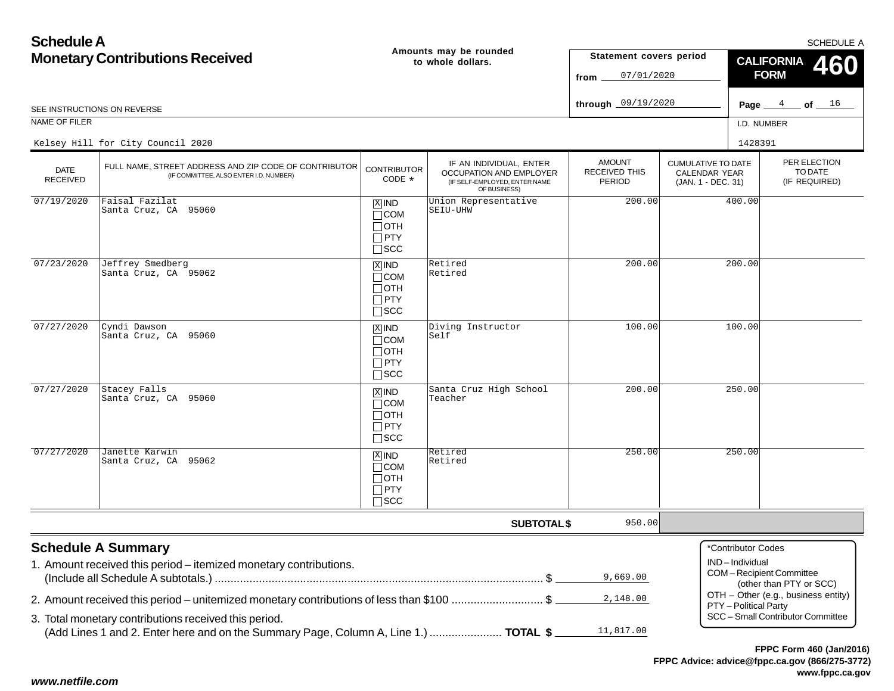# Schedule A
## Monetary Contributions Received

SCHEDULE A

**Amounts may be rounded to whole dollars.**

**Statement covers period**
from 07/01/2020
through 09/19/2020

**CALIFORNIA FORM 460**

SEE INSTRUCTIONS ON REVERSE

| NAME OF FILER | I.D. NUMBER |
|---|---|
| Kelsey Hill for City Council 2020 | 1428391 |

| DATE RECEIVED | FULL NAME, STREET ADDRESS AND ZIP CODE OF CONTRIBUTOR (IF COMMITTEE, ALSO ENTER I.D. NUMBER) | CONTRIBUTOR CODE * | IF AN INDIVIDUAL, ENTER OCCUPATION AND EMPLOYER (IF SELF-EMPLOYED, ENTER NAME OF BUSINESS) | AMOUNT RECEIVED THIS PERIOD | CUMULATIVE TO DATE CALENDAR YEAR (JAN. 1 - DEC. 31) | PER ELECTION TO DATE (IF REQUIRED) |
|---|---|---|---|---|---|---|
| 07/19/2020 | Faisal Fazilat<br>Santa Cruz, CA 95060 | [X] IND<br>[ ] COM<br>[ ] OTH<br>[ ] PTY<br>[ ] SCC | Union Representative<br>SEIU-UHW | 200.00 | 400.00 | |
| 07/23/2020 | Jeffrey Smedberg<br>Santa Cruz, CA 95062 | [X] IND<br>[ ] COM<br>[ ] OTH<br>[ ] PTY<br>[ ] SCC | Retired<br>Retired | 200.00 | 200.00 | |
| 07/27/2020 | Cyndi Dawson<br>Santa Cruz, CA 95060 | [X] IND<br>[ ] COM<br>[ ] OTH<br>[ ] PTY<br>[ ] SCC | Diving Instructor<br>Self | 100.00 | 100.00 | |
| 07/27/2020 | Stacey Falls<br>Santa Cruz, CA 95060 | [X] IND<br>[ ] COM<br>[ ] OTH<br>[ ] PTY<br>[ ] SCC | Santa Cruz High School<br>Teacher | 200.00 | 250.00 | |
| 07/27/2020 | Janette Karwin<br>Santa Cruz, CA 95062 | [X] IND<br>[ ] COM<br>[ ] OTH<br>[ ] PTY<br>[ ] SCC | Retired<br>Retired | 250.00 | 250.00 | |
| | | | **SUBTOTAL $** | 950.00 | | |

## Schedule A Summary

1. Amount received this period – itemized monetary contributions. (Include all Schedule A subtotals.) ........ $ 9,669.00
2. Amount received this period – unitemized monetary contributions of less than $100 ........ $ 2,148.00
3. Total monetary contributions received this period. (Add Lines 1 and 2. Enter here and on the Summary Page, Column A, Line 1.) ........ **TOTAL $** 11,817.00

*Contributor Codes
- IND – Individual
- COM – Recipient Committee (other than PTY or SCC)
- OTH – Other (e.g., business entity)
- PTY – Political Party
- SCC – Small Contributor Committee

**FPPC Form 460 (Jan/2016)**
**FPPC Advice: advice@fppc.ca.gov (866/275-3772)**
**www.fppc.ca.gov**

***www.netfile.com***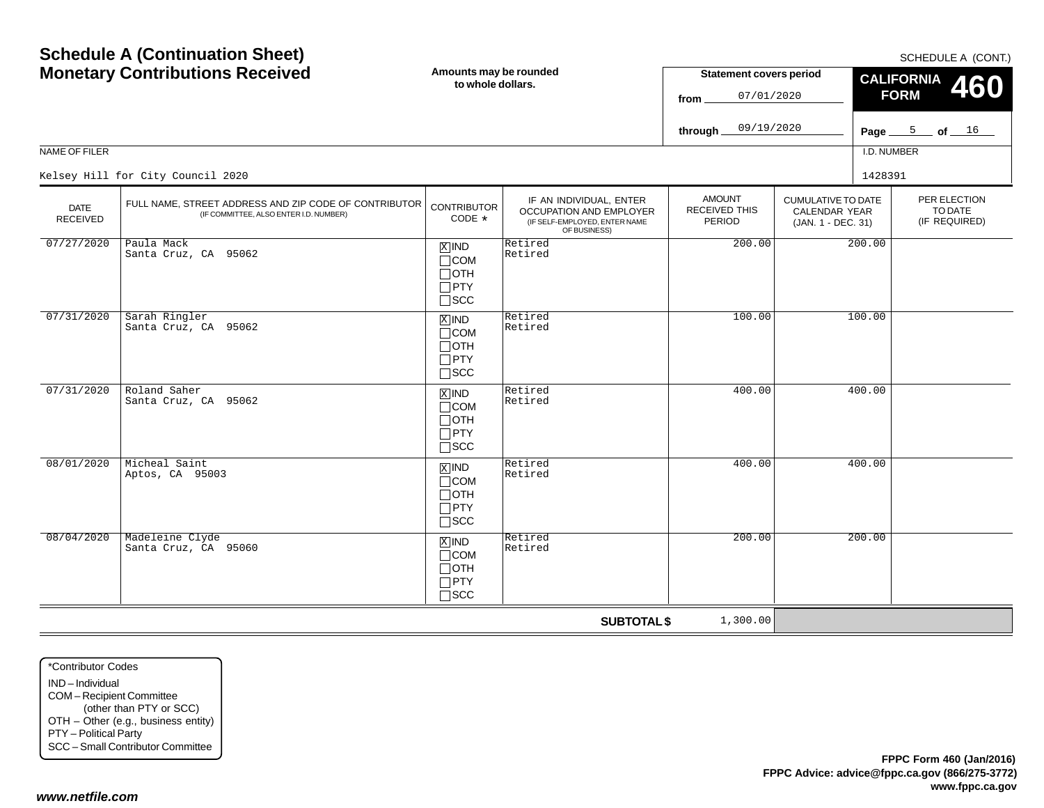# Schedule A (Continuation Sheet)
## Monetary Contributions Received

SCHEDULE A (CONT.)

**Amounts may be rounded to whole dollars.**

**Statement covers period**
from 07/01/2020
through 09/19/2020

**CALIFORNIA FORM 460**

Page 5 of 16

NAME OF FILER: Kelsey Hill for City Council 2020

I.D. NUMBER: 1428391

| DATE RECEIVED | FULL NAME, STREET ADDRESS AND ZIP CODE OF CONTRIBUTOR (IF COMMITTEE, ALSO ENTER I.D. NUMBER) | CONTRIBUTOR CODE * | IF AN INDIVIDUAL, ENTER OCCUPATION AND EMPLOYER (IF SELF-EMPLOYED, ENTER NAME OF BUSINESS) | AMOUNT RECEIVED THIS PERIOD | CUMULATIVE TO DATE CALENDAR YEAR (JAN. 1 - DEC. 31) | PER ELECTION TO DATE (IF REQUIRED) |
|---|---|---|---|---|---|---|
| 07/27/2020 | Paula Mack<br>Santa Cruz, CA 95062 | [X] IND<br>[ ] COM<br>[ ] OTH<br>[ ] PTY<br>[ ] SCC | Retired<br>Retired | 200.00 | 200.00 | |
| 07/31/2020 | Sarah Ringler<br>Santa Cruz, CA 95062 | [X] IND<br>[ ] COM<br>[ ] OTH<br>[ ] PTY<br>[ ] SCC | Retired<br>Retired | 100.00 | 100.00 | |
| 07/31/2020 | Roland Saher<br>Santa Cruz, CA 95062 | [X] IND<br>[ ] COM<br>[ ] OTH<br>[ ] PTY<br>[ ] SCC | Retired<br>Retired | 400.00 | 400.00 | |
| 08/01/2020 | Micheal Saint<br>Aptos, CA 95003 | [X] IND<br>[ ] COM<br>[ ] OTH<br>[ ] PTY<br>[ ] SCC | Retired<br>Retired | 400.00 | 400.00 | |
| 08/04/2020 | Madeleine Clyde<br>Santa Cruz, CA 95060 | [X] IND<br>[ ] COM<br>[ ] OTH<br>[ ] PTY<br>[ ] SCC | Retired<br>Retired | 200.00 | 200.00 | |
| | | | **SUBTOTAL $** | 1,300.00 | | |

*Contributor Codes
- IND – Individual
- COM – Recipient Committee (other than PTY or SCC)
- OTH – Other (e.g., business entity)
- PTY – Political Party
- SCC – Small Contributor Committee

**FPPC Form 460 (Jan/2016)**
**FPPC Advice: advice@fppc.ca.gov (866/275-3772)**
**www.fppc.ca.gov**

***www.netfile.com***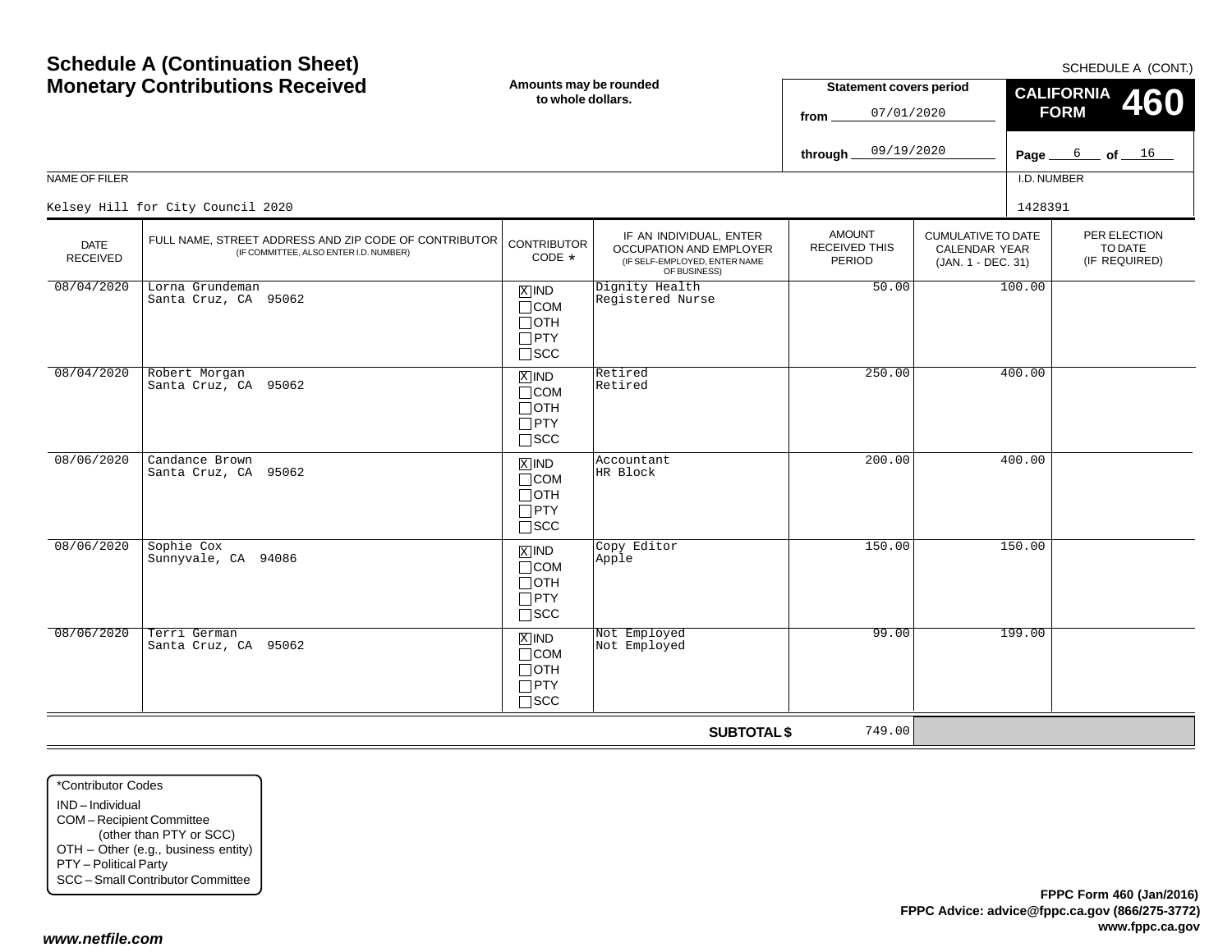# Schedule A (Continuation Sheet)
# Monetary Contributions Received

**Amounts may be rounded to whole dollars.**

SCHEDULE A (CONT.)

**Statement covers period**
from 07/01/2020
through 09/19/2020

**CALIFORNIA FORM 460**

NAME OF FILER: Kelsey Hill for City Council 2020

I.D. NUMBER: 1428391

| DATE RECEIVED | FULL NAME, STREET ADDRESS AND ZIP CODE OF CONTRIBUTOR (IF COMMITTEE, ALSO ENTER I.D. NUMBER) | CONTRIBUTOR CODE * | IF AN INDIVIDUAL, ENTER OCCUPATION AND EMPLOYER (IF SELF-EMPLOYED, ENTER NAME OF BUSINESS) | AMOUNT RECEIVED THIS PERIOD | CUMULATIVE TO DATE CALENDAR YEAR (JAN. 1 - DEC. 31) | PER ELECTION TO DATE (IF REQUIRED) |
|---|---|---|---|---|---|---|
| 08/04/2020 | Lorna Grundeman<br>Santa Cruz, CA 95062 | [X] IND<br>[ ] COM<br>[ ] OTH<br>[ ] PTY<br>[ ] SCC | Dignity Health<br>Registered Nurse | 50.00 | 100.00 | |
| 08/04/2020 | Robert Morgan<br>Santa Cruz, CA 95062 | [X] IND<br>[ ] COM<br>[ ] OTH<br>[ ] PTY<br>[ ] SCC | Retired<br>Retired | 250.00 | 400.00 | |
| 08/06/2020 | Candance Brown<br>Santa Cruz, CA 95062 | [X] IND<br>[ ] COM<br>[ ] OTH<br>[ ] PTY<br>[ ] SCC | Accountant<br>HR Block | 200.00 | 400.00 | |
| 08/06/2020 | Sophie Cox<br>Sunnyvale, CA 94086 | [X] IND<br>[ ] COM<br>[ ] OTH<br>[ ] PTY<br>[ ] SCC | Copy Editor<br>Apple | 150.00 | 150.00 | |
| 08/06/2020 | Terri German<br>Santa Cruz, CA 95062 | [X] IND<br>[ ] COM<br>[ ] OTH<br>[ ] PTY<br>[ ] SCC | Not Employed<br>Not Employed | 99.00 | 199.00 | |
| | | | **SUBTOTAL $** | 749.00 | | |

*Contributor Codes
- IND – Individual
- COM – Recipient Committee (other than PTY or SCC)
- OTH – Other (e.g., business entity)
- PTY – Political Party
- SCC – Small Contributor Committee

**FPPC Form 460 (Jan/2016)**
**FPPC Advice: advice@fppc.ca.gov (866/275-3772)**
**www.fppc.ca.gov**

***www.netfile.com***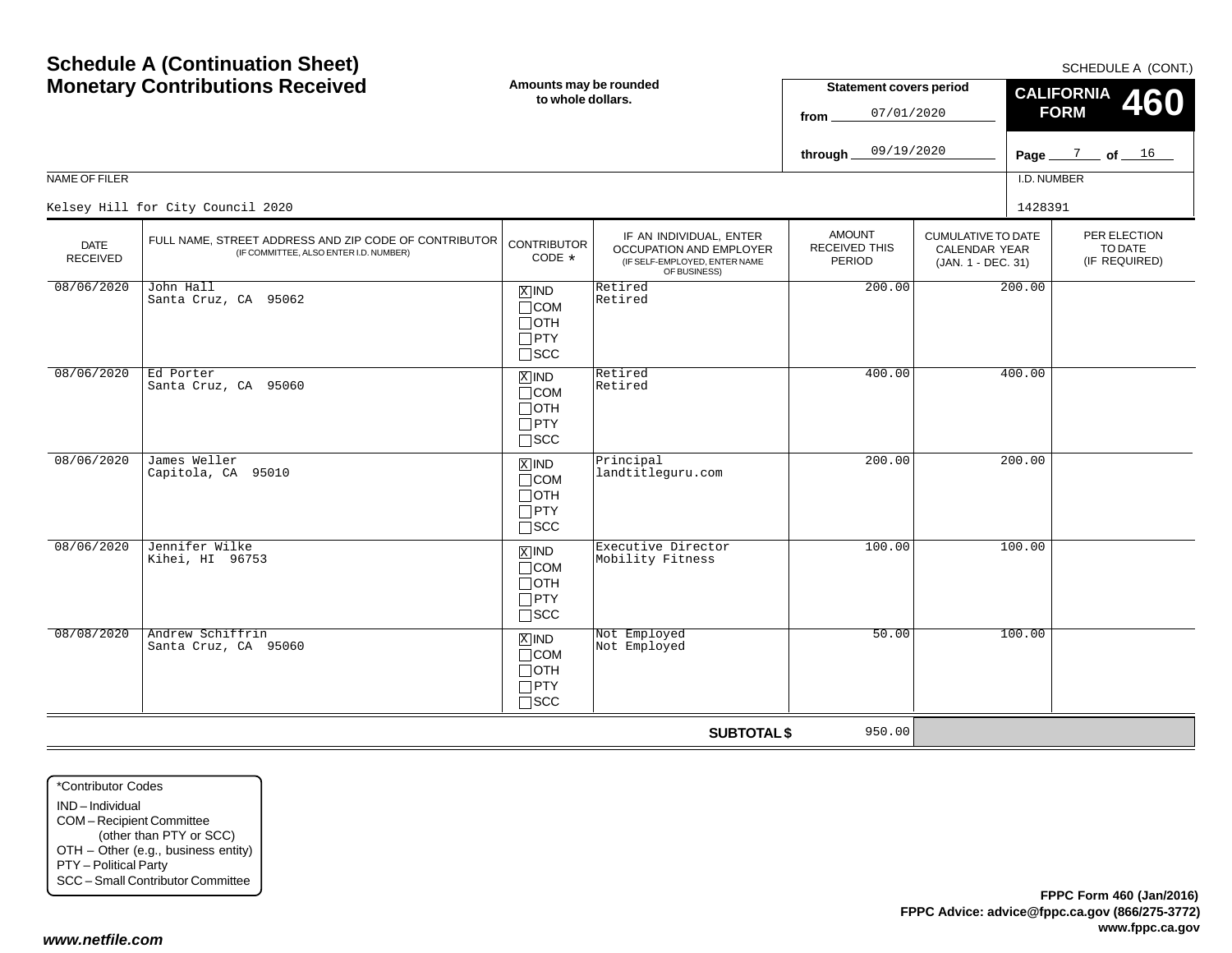# Schedule A (Continuation Sheet)
# Monetary Contributions Received

SCHEDULE A (CONT.)

**Amounts may be rounded to whole dollars.**

**Statement covers period**
from 07/01/2020
through 09/19/2020

**CALIFORNIA FORM 460**

NAME OF FILER: Kelsey Hill for City Council 2020

I.D. NUMBER: 1428391

| DATE RECEIVED | FULL NAME, STREET ADDRESS AND ZIP CODE OF CONTRIBUTOR (IF COMMITTEE, ALSO ENTER I.D. NUMBER) | CONTRIBUTOR CODE * | IF AN INDIVIDUAL, ENTER OCCUPATION AND EMPLOYER (IF SELF-EMPLOYED, ENTER NAME OF BUSINESS) | AMOUNT RECEIVED THIS PERIOD | CUMULATIVE TO DATE CALENDAR YEAR (JAN. 1 - DEC. 31) | PER ELECTION TO DATE (IF REQUIRED) |
|---|---|---|---|---|---|---|
| 08/06/2020 | John Hall<br>Santa Cruz, CA 95062 | [X] IND<br>[ ] COM<br>[ ] OTH<br>[ ] PTY<br>[ ] SCC | Retired<br>Retired | 200.00 | 200.00 | |
| 08/06/2020 | Ed Porter<br>Santa Cruz, CA 95060 | [X] IND<br>[ ] COM<br>[ ] OTH<br>[ ] PTY<br>[ ] SCC | Retired<br>Retired | 400.00 | 400.00 | |
| 08/06/2020 | James Weller<br>Capitola, CA 95010 | [X] IND<br>[ ] COM<br>[ ] OTH<br>[ ] PTY<br>[ ] SCC | Principal<br>landtitleguru.com | 200.00 | 200.00 | |
| 08/06/2020 | Jennifer Wilke<br>Kihei, HI 96753 | [X] IND<br>[ ] COM<br>[ ] OTH<br>[ ] PTY<br>[ ] SCC | Executive Director<br>Mobility Fitness | 100.00 | 100.00 | |
| 08/08/2020 | Andrew Schiffrin<br>Santa Cruz, CA 95060 | [X] IND<br>[ ] COM<br>[ ] OTH<br>[ ] PTY<br>[ ] SCC | Not Employed<br>Not Employed | 50.00 | 100.00 | |
| | | | **SUBTOTAL $** | 950.00 | | |

*Contributor Codes
IND – Individual
COM – Recipient Committee (other than PTY or SCC)
OTH – Other (e.g., business entity)
PTY – Political Party
SCC – Small Contributor Committee

**FPPC Form 460 (Jan/2016)**
**FPPC Advice: advice@fppc.ca.gov (866/275-3772)**
**www.fppc.ca.gov**

***www.netfile.com***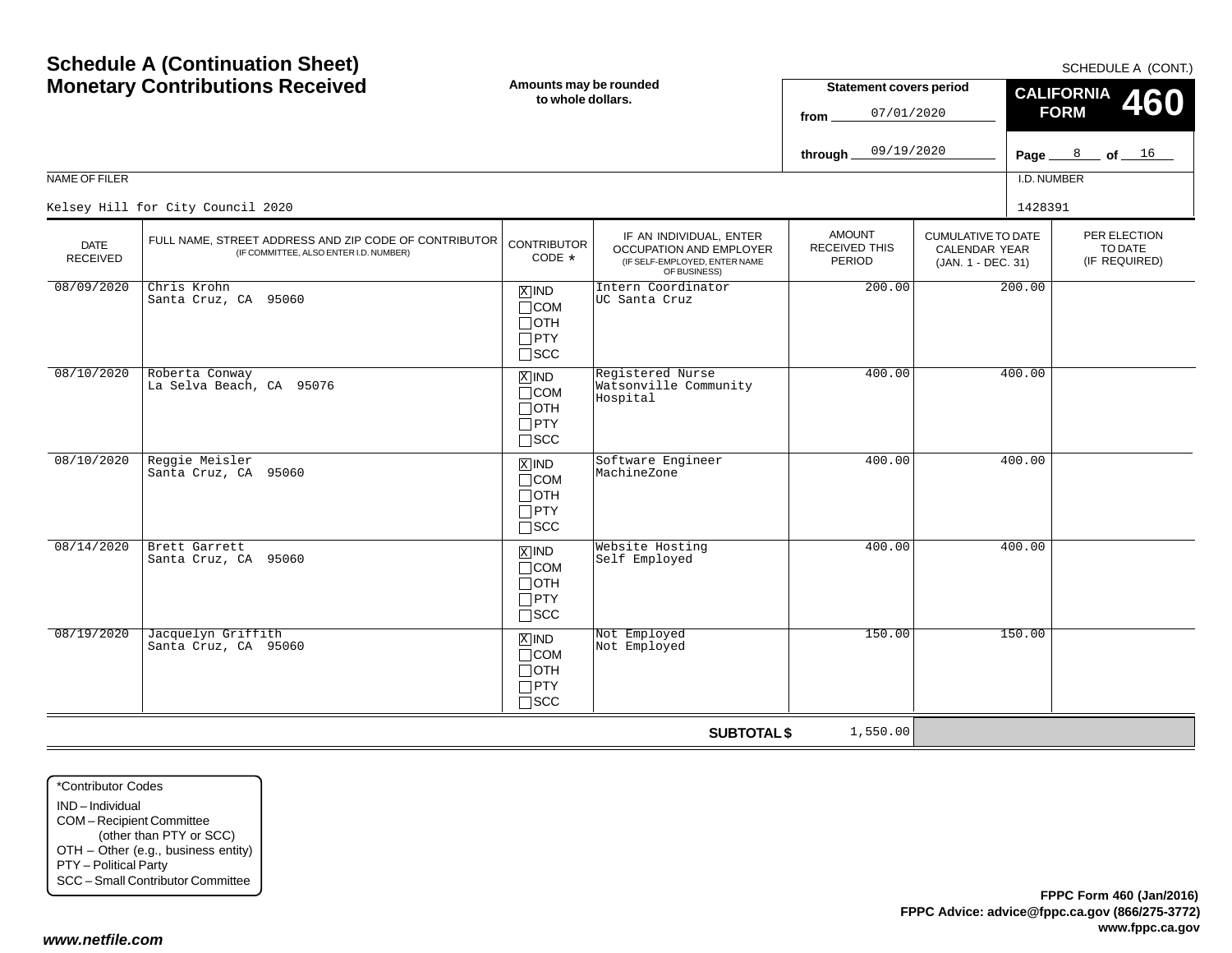# Schedule A (Continuation Sheet)
## Monetary Contributions Received

SCHEDULE A (CONT.)

**Amounts may be rounded to whole dollars.**

**Statement covers period**
from 07/01/2020
through 09/19/2020

**CALIFORNIA FORM 460**

NAME OF FILER: Kelsey Hill for City Council 2020

I.D. NUMBER: 1428391

| DATE RECEIVED | FULL NAME, STREET ADDRESS AND ZIP CODE OF CONTRIBUTOR (IF COMMITTEE, ALSO ENTER I.D. NUMBER) | CONTRIBUTOR CODE * | IF AN INDIVIDUAL, ENTER OCCUPATION AND EMPLOYER (IF SELF-EMPLOYED, ENTER NAME OF BUSINESS) | AMOUNT RECEIVED THIS PERIOD | CUMULATIVE TO DATE CALENDAR YEAR (JAN. 1 - DEC. 31) | PER ELECTION TO DATE (IF REQUIRED) |
|---|---|---|---|---|---|---|
| 08/09/2020 | Chris Krohn<br>Santa Cruz, CA 95060 | [X] IND [ ] COM [ ] OTH [ ] PTY [ ] SCC | Intern Coordinator<br>UC Santa Cruz | 200.00 | 200.00 | |
| 08/10/2020 | Roberta Conway<br>La Selva Beach, CA 95076 | [X] IND [ ] COM [ ] OTH [ ] PTY [ ] SCC | Registered Nurse<br>Watsonville Community Hospital | 400.00 | 400.00 | |
| 08/10/2020 | Reggie Meisler<br>Santa Cruz, CA 95060 | [X] IND [ ] COM [ ] OTH [ ] PTY [ ] SCC | Software Engineer<br>MachineZone | 400.00 | 400.00 | |
| 08/14/2020 | Brett Garrett<br>Santa Cruz, CA 95060 | [X] IND [ ] COM [ ] OTH [ ] PTY [ ] SCC | Website Hosting<br>Self Employed | 400.00 | 400.00 | |
| 08/19/2020 | Jacquelyn Griffith<br>Santa Cruz, CA 95060 | [X] IND [ ] COM [ ] OTH [ ] PTY [ ] SCC | Not Employed<br>Not Employed | 150.00 | 150.00 | |
| | | | **SUBTOTAL $** | 1,550.00 | | |

*Contributor Codes
- IND – Individual
- COM – Recipient Committee (other than PTY or SCC)
- OTH – Other (e.g., business entity)
- PTY – Political Party
- SCC – Small Contributor Committee

**FPPC Form 460 (Jan/2016)**
**FPPC Advice: advice@fppc.ca.gov (866/275-3772)**
**www.fppc.ca.gov**

***www.netfile.com***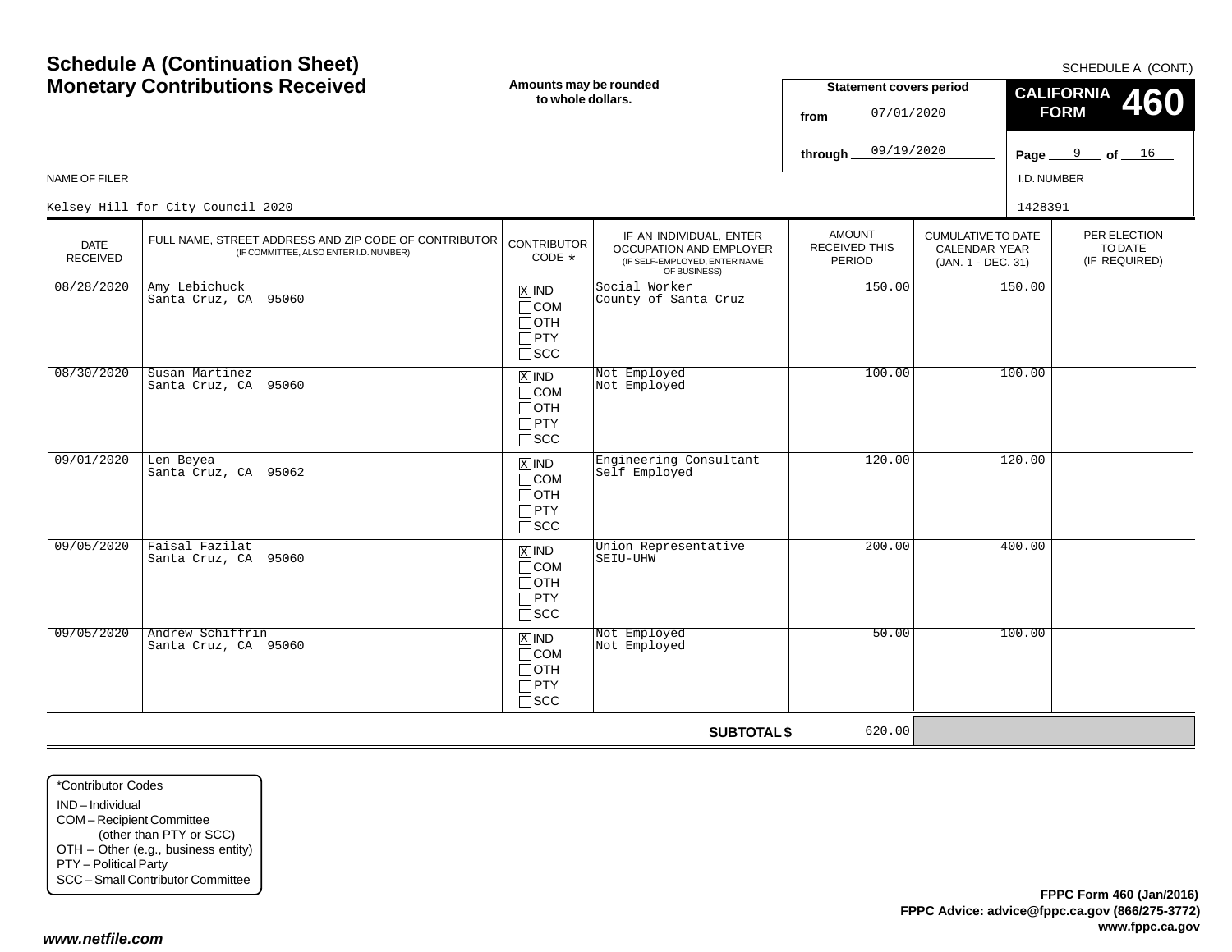# Schedule A (Continuation Sheet)
# Monetary Contributions Received

**Amounts may be rounded to whole dollars.**

SCHEDULE A (CONT.)

**CALIFORNIA FORM 460**

**Statement covers period**

from 07/01/2020

through 09/19/2020

NAME OF FILER: Kelsey Hill for City Council 2020

I.D. NUMBER: 1428391

| DATE RECEIVED | FULL NAME, STREET ADDRESS AND ZIP CODE OF CONTRIBUTOR (IF COMMITTEE, ALSO ENTER I.D. NUMBER) | CONTRIBUTOR CODE * | IF AN INDIVIDUAL, ENTER OCCUPATION AND EMPLOYER (IF SELF-EMPLOYED, ENTER NAME OF BUSINESS) | AMOUNT RECEIVED THIS PERIOD | CUMULATIVE TO DATE CALENDAR YEAR (JAN. 1 - DEC. 31) | PER ELECTION TO DATE (IF REQUIRED) |
|---|---|---|---|---|---|---|
| 08/28/2020 | Amy Lebichuck<br>Santa Cruz, CA 95060 | [X] IND<br>[ ] COM<br>[ ] OTH<br>[ ] PTY<br>[ ] SCC | Social Worker<br>County of Santa Cruz | 150.00 | 150.00 | |
| 08/30/2020 | Susan Martinez<br>Santa Cruz, CA 95060 | [X] IND<br>[ ] COM<br>[ ] OTH<br>[ ] PTY<br>[ ] SCC | Not Employed<br>Not Employed | 100.00 | 100.00 | |
| 09/01/2020 | Len Beyea<br>Santa Cruz, CA 95062 | [X] IND<br>[ ] COM<br>[ ] OTH<br>[ ] PTY<br>[ ] SCC | Engineering Consultant<br>Self Employed | 120.00 | 120.00 | |
| 09/05/2020 | Faisal Fazilat<br>Santa Cruz, CA 95060 | [X] IND<br>[ ] COM<br>[ ] OTH<br>[ ] PTY<br>[ ] SCC | Union Representative<br>SEIU-UHW | 200.00 | 400.00 | |
| 09/05/2020 | Andrew Schiffrin<br>Santa Cruz, CA 95060 | [X] IND<br>[ ] COM<br>[ ] OTH<br>[ ] PTY<br>[ ] SCC | Not Employed<br>Not Employed | 50.00 | 100.00 | |
| | | | **SUBTOTAL $** | 620.00 | | |

*Contributor Codes
- IND – Individual
- COM – Recipient Committee (other than PTY or SCC)
- OTH – Other (e.g., business entity)
- PTY – Political Party
- SCC – Small Contributor Committee

**FPPC Form 460 (Jan/2016)**
**FPPC Advice: advice@fppc.ca.gov (866/275-3772)**
**www.fppc.ca.gov**

***www.netfile.com***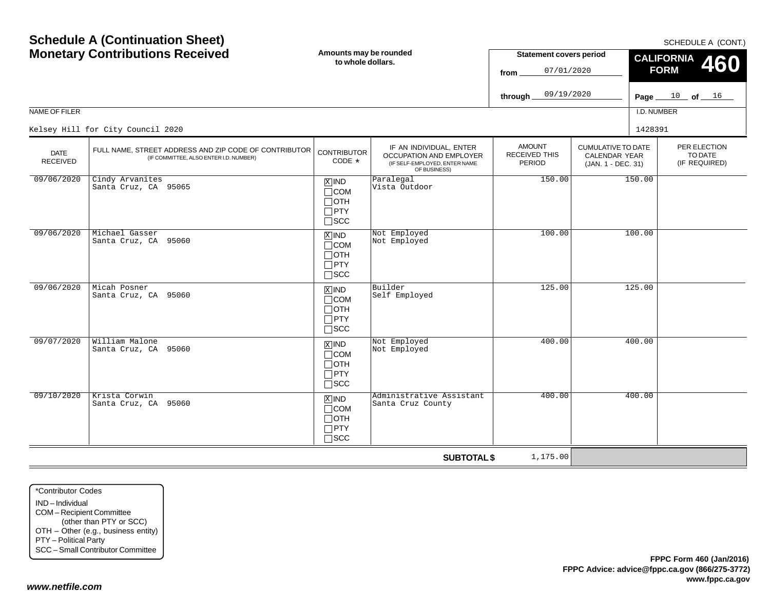# Schedule A (Continuation Sheet)
# Monetary Contributions Received

SCHEDULE A (CONT.)

**Amounts may be rounded to whole dollars.**

**Statement covers period**
from 07/01/2020
through 09/19/2020

**CALIFORNIA FORM 460**

Page 10 of 16

NAME OF FILER: Kelsey Hill for City Council 2020

I.D. NUMBER: 1428391

| DATE RECEIVED | FULL NAME, STREET ADDRESS AND ZIP CODE OF CONTRIBUTOR (IF COMMITTEE, ALSO ENTER I.D. NUMBER) | CONTRIBUTOR CODE * | IF AN INDIVIDUAL, ENTER OCCUPATION AND EMPLOYER (IF SELF-EMPLOYED, ENTER NAME OF BUSINESS) | AMOUNT RECEIVED THIS PERIOD | CUMULATIVE TO DATE CALENDAR YEAR (JAN. 1 - DEC. 31) | PER ELECTION TO DATE (IF REQUIRED) |
|---|---|---|---|---|---|---|
| 09/06/2020 | Cindy Arvanites<br>Santa Cruz, CA 95065 | [X] IND<br>[ ] COM<br>[ ] OTH<br>[ ] PTY<br>[ ] SCC | Paralegal<br>Vista Outdoor | 150.00 | 150.00 | |
| 09/06/2020 | Michael Gasser<br>Santa Cruz, CA 95060 | [X] IND<br>[ ] COM<br>[ ] OTH<br>[ ] PTY<br>[ ] SCC | Not Employed<br>Not Employed | 100.00 | 100.00 | |
| 09/06/2020 | Micah Posner<br>Santa Cruz, CA 95060 | [X] IND<br>[ ] COM<br>[ ] OTH<br>[ ] PTY<br>[ ] SCC | Builder<br>Self Employed | 125.00 | 125.00 | |
| 09/07/2020 | William Malone<br>Santa Cruz, CA 95060 | [X] IND<br>[ ] COM<br>[ ] OTH<br>[ ] PTY<br>[ ] SCC | Not Employed<br>Not Employed | 400.00 | 400.00 | |
| 09/10/2020 | Krista Corwin<br>Santa Cruz, CA 95060 | [X] IND<br>[ ] COM<br>[ ] OTH<br>[ ] PTY<br>[ ] SCC | Administrative Assistant<br>Santa Cruz County | 400.00 | 400.00 | |
| | | | **SUBTOTAL $** | 1,175.00 | | |

*Contributor Codes
- IND – Individual
- COM – Recipient Committee (other than PTY or SCC)
- OTH – Other (e.g., business entity)
- PTY – Political Party
- SCC – Small Contributor Committee

**FPPC Form 460 (Jan/2016)**
**FPPC Advice: advice@fppc.ca.gov (866/275-3772)**
**www.fppc.ca.gov**

***www.netfile.com***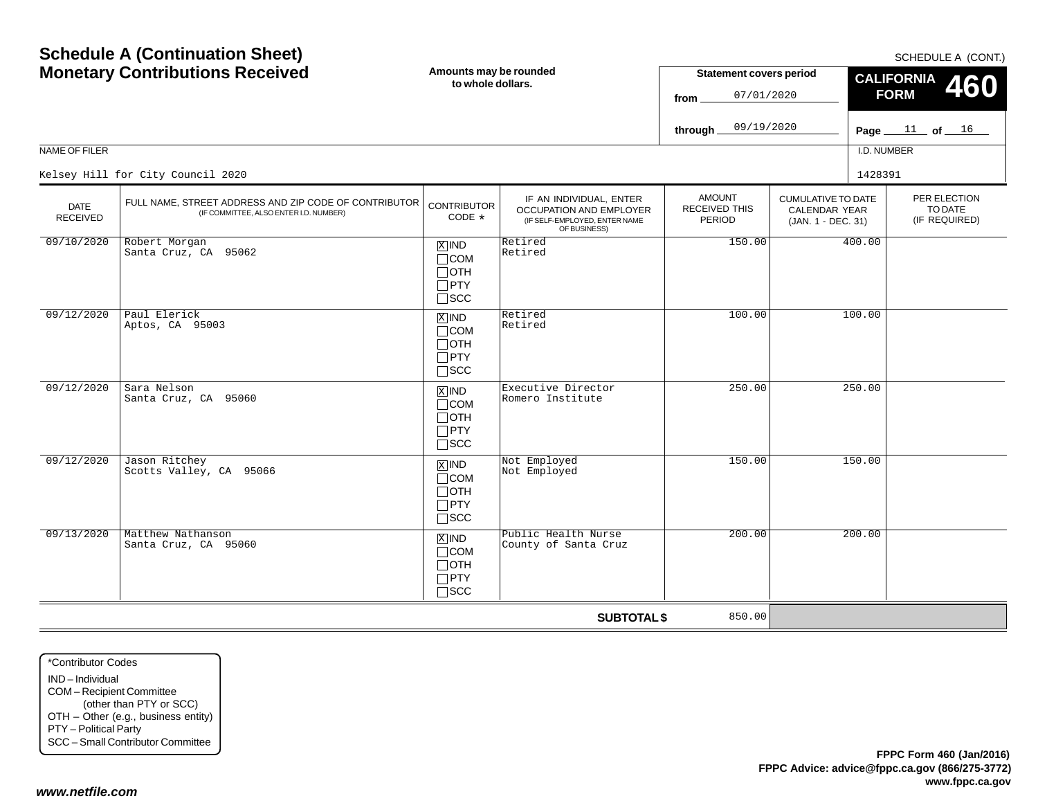# Schedule A (Continuation Sheet)
# Monetary Contributions Received

SCHEDULE A (CONT.)

**Amounts may be rounded to whole dollars.**

**Statement covers period**

from 07/01/2020

through 09/19/2020

**CALIFORNIA FORM 460**

NAME OF FILER

Kelsey Hill for City Council 2020

I.D. NUMBER

1428391

| DATE RECEIVED | FULL NAME, STREET ADDRESS AND ZIP CODE OF CONTRIBUTOR (IF COMMITTEE, ALSO ENTER I.D. NUMBER) | CONTRIBUTOR CODE * | IF AN INDIVIDUAL, ENTER OCCUPATION AND EMPLOYER (IF SELF-EMPLOYED, ENTER NAME OF BUSINESS) | AMOUNT RECEIVED THIS PERIOD | CUMULATIVE TO DATE CALENDAR YEAR (JAN. 1 - DEC. 31) | PER ELECTION TO DATE (IF REQUIRED) |
|---|---|---|---|---|---|---|
| 09/10/2020 | Robert Morgan<br>Santa Cruz, CA 95062 | [X] IND [ ] COM [ ] OTH [ ] PTY [ ] SCC | Retired<br>Retired | 150.00 | 400.00 | |
| 09/12/2020 | Paul Elerick<br>Aptos, CA 95003 | [X] IND [ ] COM [ ] OTH [ ] PTY [ ] SCC | Retired<br>Retired | 100.00 | 100.00 | |
| 09/12/2020 | Sara Nelson<br>Santa Cruz, CA 95060 | [X] IND [ ] COM [ ] OTH [ ] PTY [ ] SCC | Executive Director<br>Romero Institute | 250.00 | 250.00 | |
| 09/12/2020 | Jason Ritchey<br>Scotts Valley, CA 95066 | [X] IND [ ] COM [ ] OTH [ ] PTY [ ] SCC | Not Employed<br>Not Employed | 150.00 | 150.00 | |
| 09/13/2020 | Matthew Nathanson<br>Santa Cruz, CA 95060 | [X] IND [ ] COM [ ] OTH [ ] PTY [ ] SCC | Public Health Nurse<br>County of Santa Cruz | 200.00 | 200.00 | |
| | | | **SUBTOTAL $** | 850.00 | | |

*Contributor Codes

- IND – Individual
- COM – Recipient Committee (other than PTY or SCC)
- OTH – Other (e.g., business entity)
- PTY – Political Party
- SCC – Small Contributor Committee

**FPPC Form 460 (Jan/2016)**
**FPPC Advice: advice@fppc.ca.gov (866/275-3772)**
**www.fppc.ca.gov**

***www.netfile.com***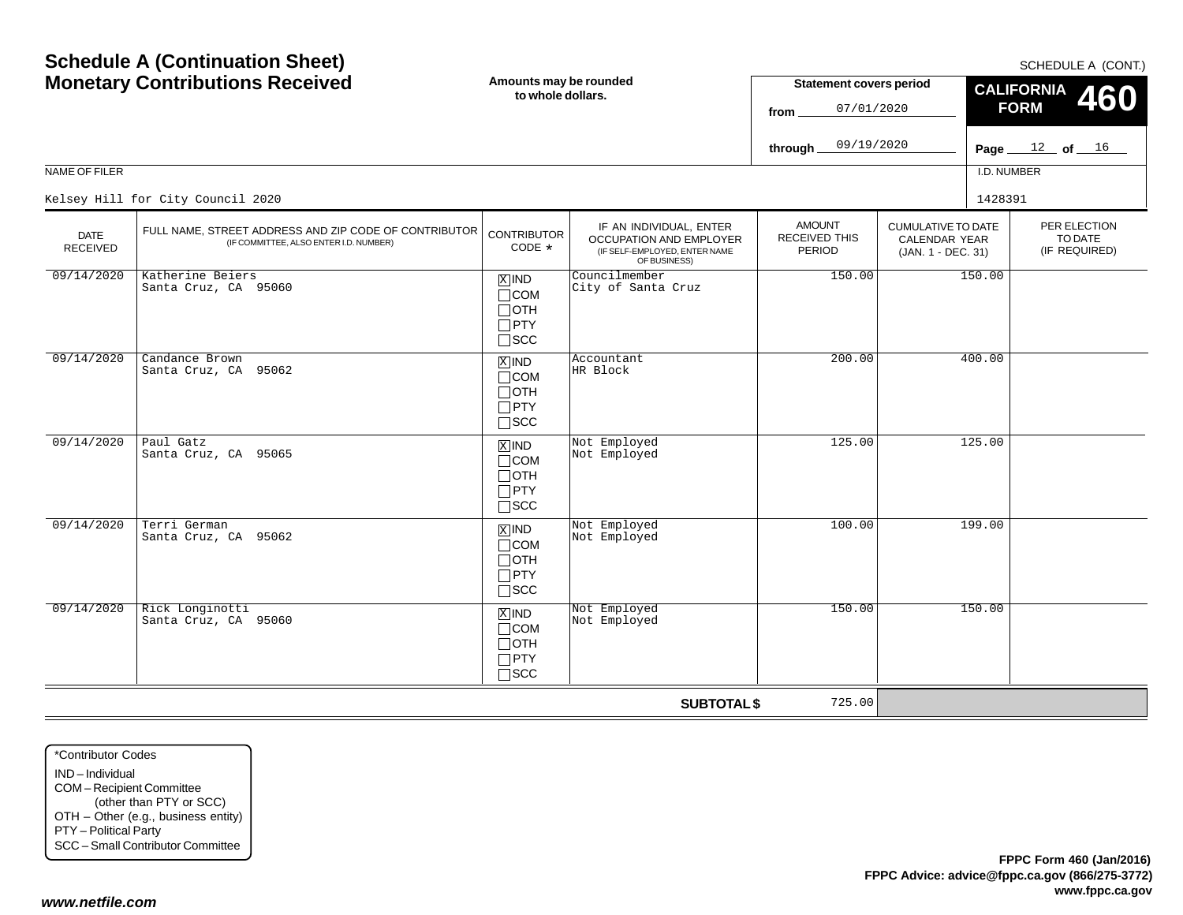# Schedule A (Continuation Sheet)
# Monetary Contributions Received

SCHEDULE A (CONT.)

**Amounts may be rounded to whole dollars.**

**Statement covers period**

from 07/01/2020

through 09/19/2020

**CALIFORNIA FORM 460**

Page 12 of 16

NAME OF FILER: Kelsey Hill for City Council 2020

I.D. NUMBER: 1428391

| DATE RECEIVED | FULL NAME, STREET ADDRESS AND ZIP CODE OF CONTRIBUTOR (IF COMMITTEE, ALSO ENTER I.D. NUMBER) | CONTRIBUTOR CODE * | IF AN INDIVIDUAL, ENTER OCCUPATION AND EMPLOYER (IF SELF-EMPLOYED, ENTER NAME OF BUSINESS) | AMOUNT RECEIVED THIS PERIOD | CUMULATIVE TO DATE CALENDAR YEAR (JAN. 1 - DEC. 31) | PER ELECTION TO DATE (IF REQUIRED) |
|---|---|---|---|---|---|---|
| 09/14/2020 | Katherine Beiers<br>Santa Cruz, CA 95060 | [X] IND [ ] COM [ ] OTH [ ] PTY [ ] SCC | Councilmember<br>City of Santa Cruz | 150.00 | 150.00 | |
| 09/14/2020 | Candance Brown<br>Santa Cruz, CA 95062 | [X] IND [ ] COM [ ] OTH [ ] PTY [ ] SCC | Accountant<br>HR Block | 200.00 | 400.00 | |
| 09/14/2020 | Paul Gatz<br>Santa Cruz, CA 95065 | [X] IND [ ] COM [ ] OTH [ ] PTY [ ] SCC | Not Employed<br>Not Employed | 125.00 | 125.00 | |
| 09/14/2020 | Terri German<br>Santa Cruz, CA 95062 | [X] IND [ ] COM [ ] OTH [ ] PTY [ ] SCC | Not Employed<br>Not Employed | 100.00 | 199.00 | |
| 09/14/2020 | Rick Longinotti<br>Santa Cruz, CA 95060 | [X] IND [ ] COM [ ] OTH [ ] PTY [ ] SCC | Not Employed<br>Not Employed | 150.00 | 150.00 | |
| | | | **SUBTOTAL $** | 725.00 | | |

*Contributor Codes
- IND – Individual
- COM – Recipient Committee (other than PTY or SCC)
- OTH – Other (e.g., business entity)
- PTY – Political Party
- SCC – Small Contributor Committee

**FPPC Form 460 (Jan/2016)**
**FPPC Advice: advice@fppc.ca.gov (866/275-3772)**
**www.fppc.ca.gov**

***www.netfile.com***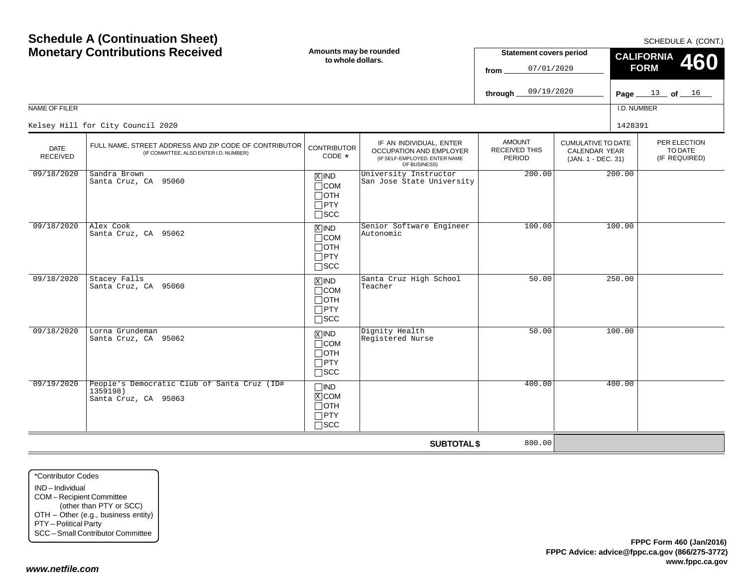# Schedule A (Continuation Sheet)
# Monetary Contributions Received

SCHEDULE A (CONT.)

**Amounts may be rounded to whole dollars.**

**Statement covers period**
from 07/01/2020
through 09/19/2020

**CALIFORNIA FORM 460**

Page 13 of 16

NAME OF FILER: Kelsey Hill for City Council 2020

I.D. NUMBER: 1428391

| DATE RECEIVED | FULL NAME, STREET ADDRESS AND ZIP CODE OF CONTRIBUTOR (IF COMMITTEE, ALSO ENTER I.D. NUMBER) | CONTRIBUTOR CODE * | IF AN INDIVIDUAL, ENTER OCCUPATION AND EMPLOYER (IF SELF-EMPLOYED, ENTER NAME OF BUSINESS) | AMOUNT RECEIVED THIS PERIOD | CUMULATIVE TO DATE CALENDAR YEAR (JAN. 1 - DEC. 31) | PER ELECTION TO DATE (IF REQUIRED) |
|---|---|---|---|---|---|---|
| 09/18/2020 | Sandra Brown<br>Santa Cruz, CA 95060 | [X] IND<br>[ ] COM<br>[ ] OTH<br>[ ] PTY<br>[ ] SCC | University Instructor<br>San Jose State University | 200.00 | 200.00 | |
| 09/18/2020 | Alex Cook<br>Santa Cruz, CA 95062 | [X] IND<br>[ ] COM<br>[ ] OTH<br>[ ] PTY<br>[ ] SCC | Senior Software Engineer<br>Autonomic | 100.00 | 100.00 | |
| 09/18/2020 | Stacey Falls<br>Santa Cruz, CA 95060 | [X] IND<br>[ ] COM<br>[ ] OTH<br>[ ] PTY<br>[ ] SCC | Santa Cruz High School<br>Teacher | 50.00 | 250.00 | |
| 09/18/2020 | Lorna Grundeman<br>Santa Cruz, CA 95062 | [X] IND<br>[ ] COM<br>[ ] OTH<br>[ ] PTY<br>[ ] SCC | Dignity Health<br>Registered Nurse | 50.00 | 100.00 | |
| 09/19/2020 | People's Democratic Club of Santa Cruz (ID# 1359198)<br>Santa Cruz, CA 95063 | [ ] IND<br>[X] COM<br>[ ] OTH<br>[ ] PTY<br>[ ] SCC | | 400.00 | 400.00 | |
| | | | **SUBTOTAL $** | 800.00 | | |

*Contributor Codes
- IND – Individual
- COM – Recipient Committee (other than PTY or SCC)
- OTH – Other (e.g., business entity)
- PTY – Political Party
- SCC – Small Contributor Committee

**FPPC Form 460 (Jan/2016)**
**FPPC Advice: advice@fppc.ca.gov (866/275-3772)**
**www.fppc.ca.gov**

***www.netfile.com***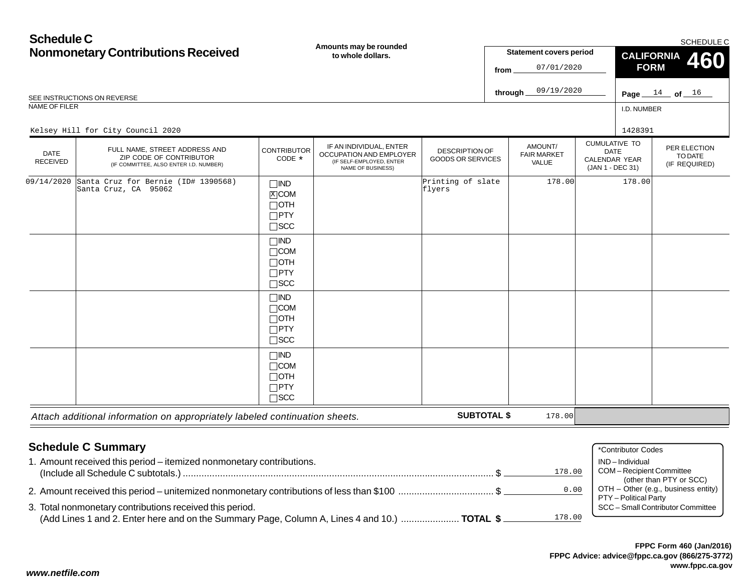# Schedule C
## Nonmonetary Contributions Received

**Amounts may be rounded to whole dollars.**

SCHEDULE C

**CALIFORNIA FORM 460**

**Statement covers period**

from 07/01/2020

through 09/19/2020

SEE INSTRUCTIONS ON REVERSE

NAME OF FILER

Kelsey Hill for City Council 2020

I.D. NUMBER

1428391

| DATE RECEIVED | FULL NAME, STREET ADDRESS AND ZIP CODE OF CONTRIBUTOR (IF COMMITTEE, ALSO ENTER I.D. NUMBER) | CONTRIBUTOR CODE * | IF AN INDIVIDUAL, ENTER OCCUPATION AND EMPLOYER (IF SELF-EMPLOYED, ENTER NAME OF BUSINESS) | DESCRIPTION OF GOODS OR SERVICES | AMOUNT/ FAIR MARKET VALUE | CUMULATIVE TO DATE CALENDAR YEAR (JAN 1 - DEC 31) | PER ELECTION TO DATE (IF REQUIRED) |
|---|---|---|---|---|---|---|---|
| 09/14/2020 | Santa Cruz for Bernie (ID# 1390568)<br>Santa Cruz, CA 95062 | ☐IND<br>☒COM<br>☐OTH<br>☐PTY<br>☐SCC | | Printing of slate flyers | 178.00 | 178.00 | |
| | | ☐IND<br>☐COM<br>☐OTH<br>☐PTY<br>☐SCC | | | | | |
| | | ☐IND<br>☐COM<br>☐OTH<br>☐PTY<br>☐SCC | | | | | |
| | | ☐IND<br>☐COM<br>☐OTH<br>☐PTY<br>☐SCC | | | | | |

*Attach additional information on appropriately labeled continuation sheets.* **SUBTOTAL $** 178.00

## Schedule C Summary

1. Amount received this period – itemized nonmonetary contributions. (Include all Schedule C subtotals.) ........ $ 178.00
2. Amount received this period – unitemized nonmonetary contributions of less than $100 ........ $ 0.00
3. Total nonmonetary contributions received this period. (Add Lines 1 and 2. Enter here and on the Summary Page, Column A, Lines 4 and 10.) ........ **TOTAL $** 178.00

*Contributor Codes
- IND – Individual
- COM – Recipient Committee (other than PTY or SCC)
- OTH – Other (e.g., business entity)
- PTY – Political Party
- SCC – Small Contributor Committee

**FPPC Form 460 (Jan/2016)**
**FPPC Advice: advice@fppc.ca.gov (866/275-3772)**
**www.fppc.ca.gov**

***www.netfile.com***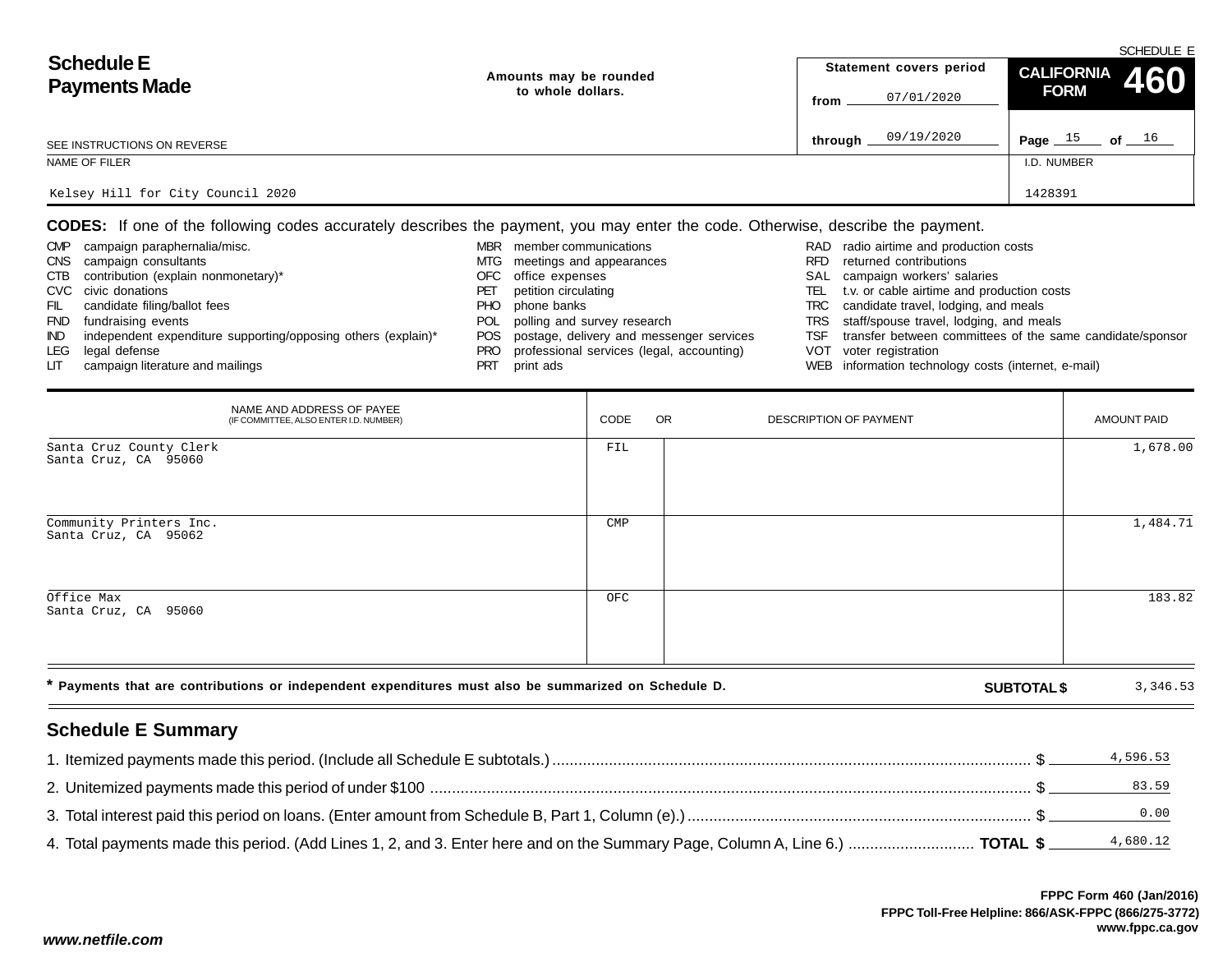# Schedule E Payments Made

SCHEDULE E

**CALIFORNIA FORM 460**

Amounts may be rounded to whole dollars.

Statement covers period from 07/01/2020 through 09/19/2020

SEE INSTRUCTIONS ON REVERSE

| NAME OF FILER | I.D. NUMBER |
|---|---|
| Kelsey Hill for City Council 2020 | 1428391 |

**CODES:** If one of the following codes accurately describes the payment, you may enter the code. Otherwise, describe the payment.

- CMP campaign paraphernalia/misc.
- CNS campaign consultants
- CTB contribution (explain nonmonetary)*
- CVC civic donations
- FIL candidate filing/ballot fees
- FND fundraising events
- IND independent expenditure supporting/opposing others (explain)*
- LEG legal defense
- LIT campaign literature and mailings
- MBR member communications
- MTG meetings and appearances
- OFC office expenses
- PET petition circulating
- PHO phone banks
- POL polling and survey research
- POS postage, delivery and messenger services
- PRO professional services (legal, accounting)
- PRT print ads
- RAD radio airtime and production costs
- RFD returned contributions
- SAL campaign workers' salaries
- TEL t.v. or cable airtime and production costs
- TRC candidate travel, lodging, and meals
- TRS staff/spouse travel, lodging, and meals
- TSF transfer between committees of the same candidate/sponsor
- VOT voter registration
- WEB information technology costs (internet, e-mail)

| NAME AND ADDRESS OF PAYEE (IF COMMITTEE, ALSO ENTER I.D. NUMBER) | CODE | DESCRIPTION OF PAYMENT | AMOUNT PAID |
|---|---|---|---|
| Santa Cruz County Clerk<br>Santa Cruz, CA 95060 | FIL | | 1,678.00 |
| Community Printers Inc.<br>Santa Cruz, CA 95062 | CMP | | 1,484.71 |
| Office Max<br>Santa Cruz, CA 95060 | OFC | | 183.82 |

* Payments that are contributions or independent expenditures must also be summarized on Schedule D.

**SUBTOTAL $** 3,346.53

## Schedule E Summary

1. Itemized payments made this period. (Include all Schedule E subtotals.) $ 4,596.53
2. Unitemized payments made this period of under $100 $ 83.59
3. Total interest paid this period on loans. (Enter amount from Schedule B, Part 1, Column (e).) $ 0.00
4. Total payments made this period. (Add Lines 1, 2, and 3. Enter here and on the Summary Page, Column A, Line 6.) **TOTAL $** 4,680.12

**FPPC Form 460 (Jan/2016)**
**FPPC Toll-Free Helpline: 866/ASK-FPPC (866/275-3772)**
**www.fppc.ca.gov**

***www.netfile.com***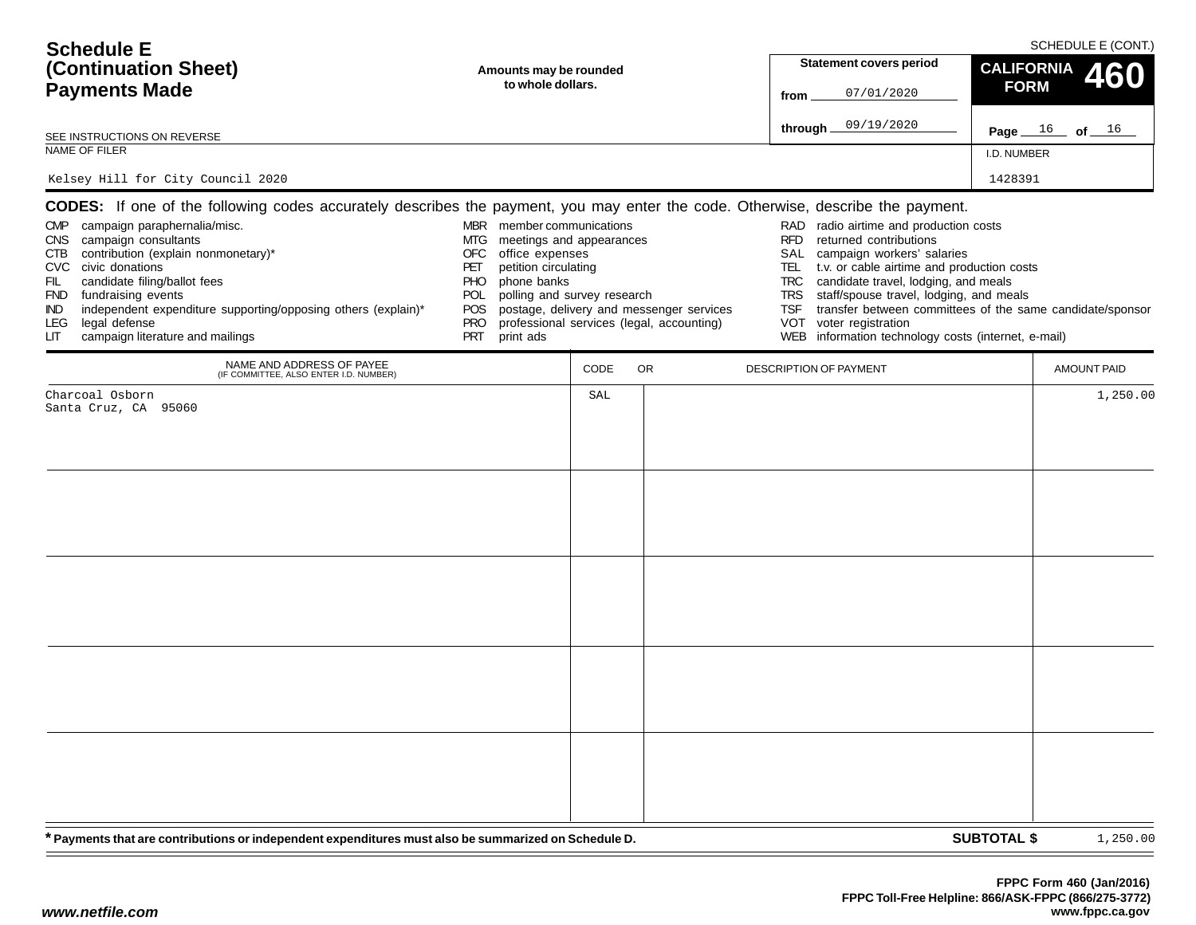# Schedule E (Continuation Sheet) Payments Made

SCHEDULE E (CONT.)

**Amounts may be rounded to whole dollars.**

**Statement covers period**

from 07/01/2020

through 09/19/2020

**CALIFORNIA FORM 460**

Page 16 of 16

SEE INSTRUCTIONS ON REVERSE

NAME OF FILER

Kelsey Hill for City Council 2020

I.D. NUMBER

1428391

**CODES:** If one of the following codes accurately describes the payment, you may enter the code. Otherwise, describe the payment.

CMP campaign paraphernalia/misc.
CNS campaign consultants
CTB contribution (explain nonmonetary)*
CVC civic donations
FIL candidate filing/ballot fees
FND fundraising events
IND independent expenditure supporting/opposing others (explain)*
LEG legal defense
LIT campaign literature and mailings
MBR member communications
MTG meetings and appearances
OFC office expenses
PET petition circulating
PHO phone banks
POL polling and survey research
POS postage, delivery and messenger services
PRO professional services (legal, accounting)
PRT print ads
RAD radio airtime and production costs
RFD returned contributions
SAL campaign workers' salaries
TEL t.v. or cable airtime and production costs
TRC candidate travel, lodging, and meals
TRS staff/spouse travel, lodging, and meals
TSF transfer between committees of the same candidate/sponsor
VOT voter registration
WEB information technology costs (internet, e-mail)

| NAME AND ADDRESS OF PAYEE (IF COMMITTEE, ALSO ENTER I.D. NUMBER) | CODE | OR DESCRIPTION OF PAYMENT | AMOUNT PAID |
|---|---|---|---|
| Charcoal Osborn<br>Santa Cruz, CA 95060 | SAL | | 1,250.00 |
| | | | |
| | | | |
| | | | |
| | | | |

**\* Payments that are contributions or independent expenditures must also be summarized on Schedule D.**

**SUBTOTAL $** 1,250.00

**FPPC Form 460 (Jan/2016)**
**FPPC Toll-Free Helpline: 866/ASK-FPPC (866/275-3772)**
**www.fppc.ca.gov**

***www.netfile.com***